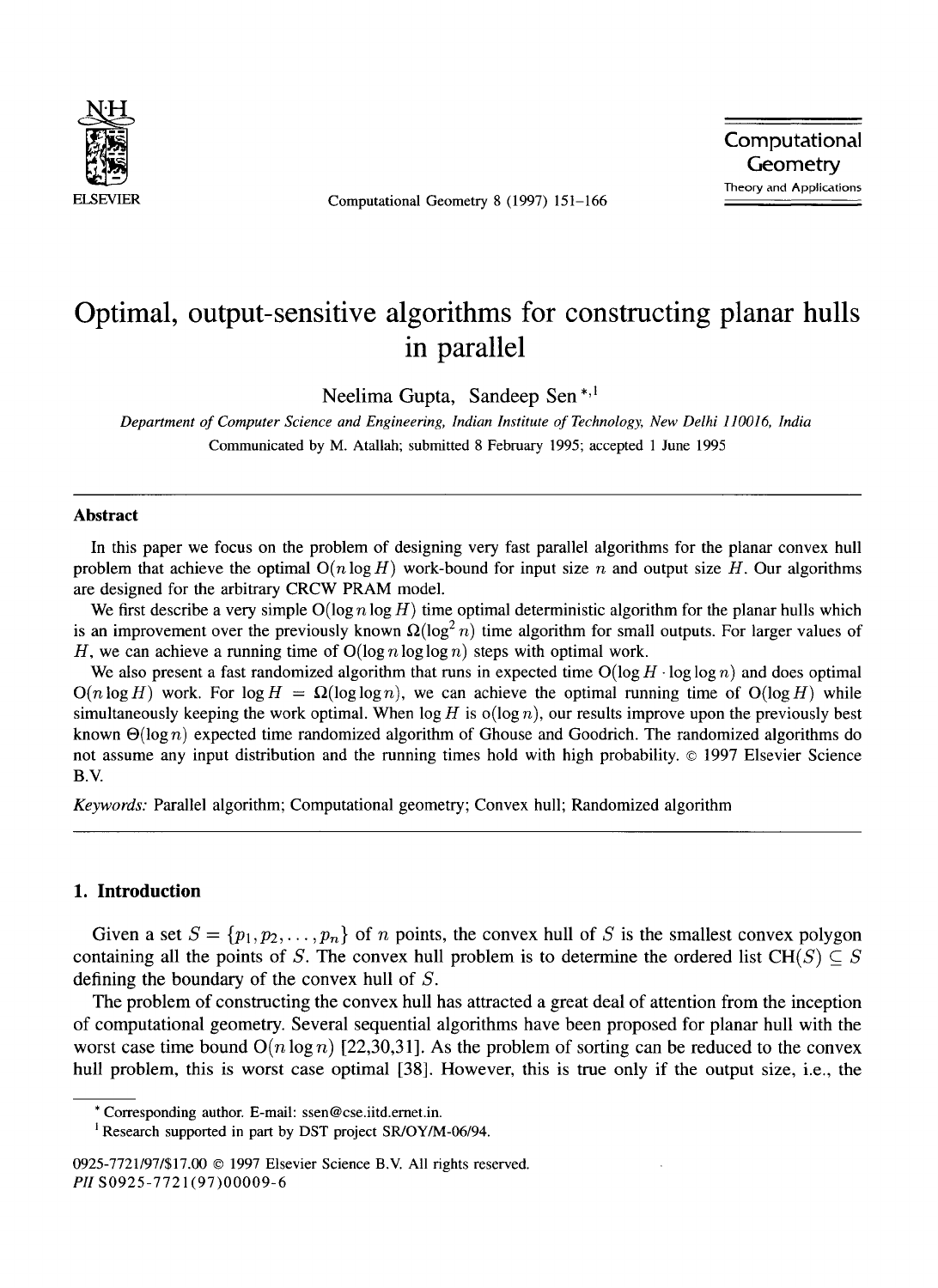# Optimal, output-sensitive algorithms for constructing planar hulls in parallel

Neelima Gupta, Sandeep Sen [*,1]

*Department of Computer Science and Engineering, Indian Institute of Technology, New Delhi 110016, India*

Communicated by M. Atallah; submitted 8 February 1995; accepted 1 June 1995

## Abstract

In this paper we focus on the problem of designing very fast parallel algorithms for the planar convex hull problem that achieve the optimal $O(n \log H)$ work-bound for input size $n$ and output size $H$. Our algorithms are designed for the arbitrary CRCW PRAM model.

We first describe a very simple $O(\log n \log H)$ time optimal deterministic algorithm for the planar hulls which is an improvement over the previously known $\Omega(\log^2 n)$ time algorithm for small outputs. For larger values of $H$, we can achieve a running time of $O(\log n \log \log n)$ steps with optimal work.

We also present a fast randomized algorithm that runs in expected time $O(\log H \cdot \log \log n)$ and does optimal $O(n \log H)$ work. For $\log H = \Omega(\log \log n)$, we can achieve the optimal running time of $O(\log H)$ while simultaneously keeping the work optimal. When $\log H$ is $o(\log n)$, our results improve upon the previously best known $\Theta(\log n)$ expected time randomized algorithm of Ghouse and Goodrich. The randomized algorithms do not assume any input distribution and the running times hold with high probability. © 1997 Elsevier Science B.V.

*Keywords:* Parallel algorithm; Computational geometry; Convex hull; Randomized algorithm

## 1. Introduction

Given a set $S = \{p_1, p_2, \dots, p_n\}$ of $n$ points, the convex hull of $S$ is the smallest convex polygon containing all the points of $S$. The convex hull problem is to determine the ordered list $\mathrm{CH}(S) \subseteq S$ defining the boundary of the convex hull of $S$.

The problem of constructing the convex hull has attracted a great deal of attention from the inception of computational geometry. Several sequential algorithms have been proposed for planar hull with the worst case time bound $O(n \log n)$ [22,30,31]. As the problem of sorting can be reduced to the convex hull problem, this is worst case optimal [38]. However, this is true only if the output size, i.e., the

---

* Corresponding author. E-mail: ssen@cse.iitd.ernet.in.

[1] Research supported in part by DST project SR/OY/M-06/94.

0925-7721/97/$17.00 © 1997 Elsevier Science B.V. All rights reserved.
*PII* S0925-7721(97)00009-6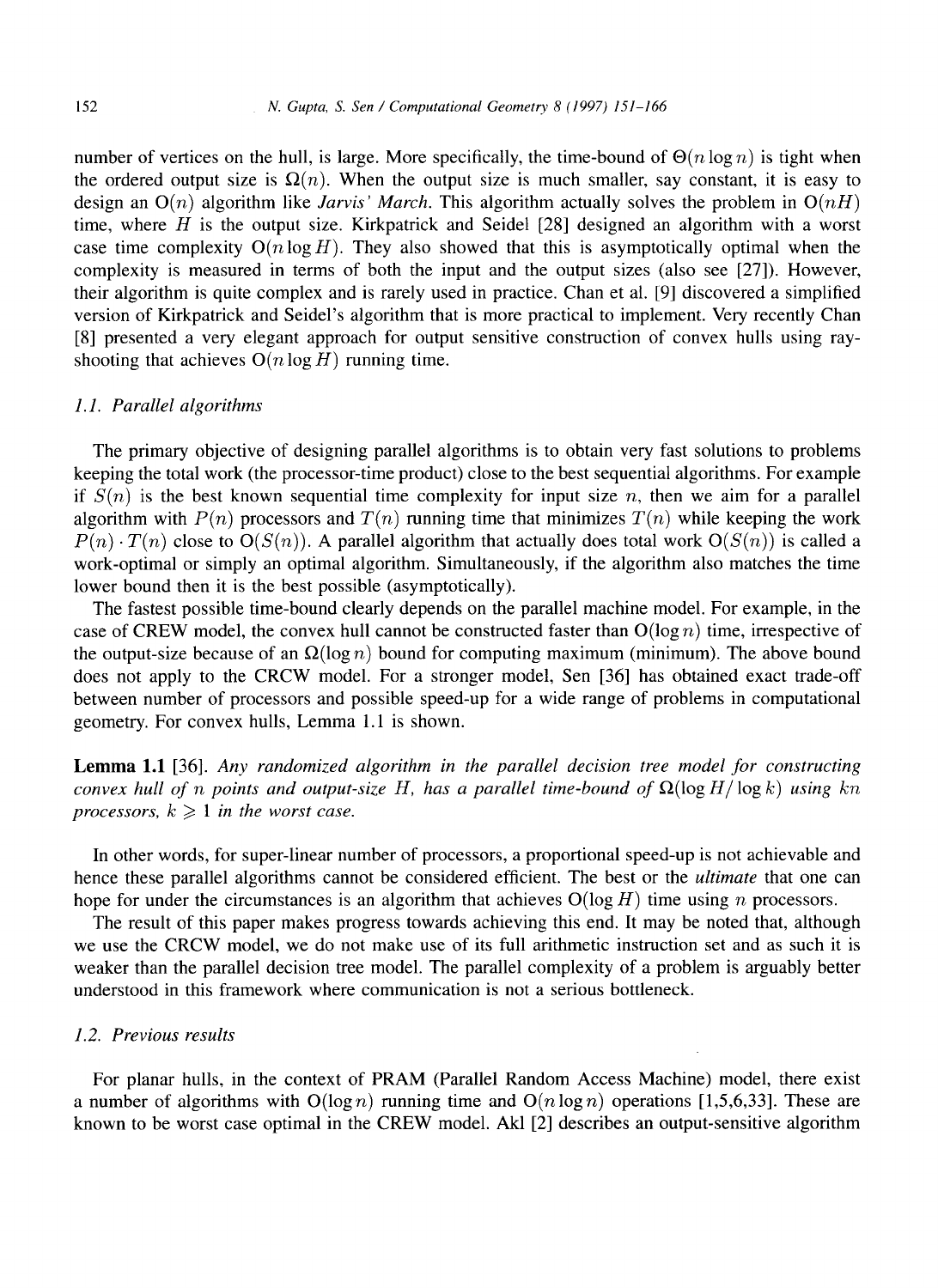number of vertices on the hull, is large. More specifically, the time-bound of $\Theta(n \log n)$ is tight when the ordered output size is $\Omega(n)$. When the output size is much smaller, say constant, it is easy to design an $O(n)$ algorithm like *Jarvis' March*. This algorithm actually solves the problem in $O(nH)$ time, where $H$ is the output size. Kirkpatrick and Seidel [28] designed an algorithm with a worst case time complexity $O(n \log H)$. They also showed that this is asymptotically optimal when the complexity is measured in terms of both the input and the output sizes (also see [27]). However, their algorithm is quite complex and is rarely used in practice. Chan et al. [9] discovered a simplified version of Kirkpatrick and Seidel's algorithm that is more practical to implement. Very recently Chan [8] presented a very elegant approach for output sensitive construction of convex hulls using ray-shooting that achieves $O(n \log H)$ running time.

### 1.1. Parallel algorithms

The primary objective of designing parallel algorithms is to obtain very fast solutions to problems keeping the total work (the processor-time product) close to the best sequential algorithms. For example if $S(n)$ is the best known sequential time complexity for input size $n$, then we aim for a parallel algorithm with $P(n)$ processors and $T(n)$ running time that minimizes $T(n)$ while keeping the work $P(n) \cdot T(n)$ close to $O(S(n))$. A parallel algorithm that actually does total work $O(S(n))$ is called a work-optimal or simply an optimal algorithm. Simultaneously, if the algorithm also matches the time lower bound then it is the best possible (asymptotically).

The fastest possible time-bound clearly depends on the parallel machine model. For example, in the case of CREW model, the convex hull cannot be constructed faster than $O(\log n)$ time, irrespective of the output-size because of an $\Omega(\log n)$ bound for computing maximum (minimum). The above bound does not apply to the CRCW model. For a stronger model, Sen [36] has obtained exact trade-off between number of processors and possible speed-up for a wide range of problems in computational geometry. For convex hulls, Lemma 1.1 is shown.

**Lemma 1.1** [36]. *Any randomized algorithm in the parallel decision tree model for constructing convex hull of $n$ points and output-size $H$, has a parallel time-bound of $\Omega(\log H / \log k)$ using $kn$ processors, $k \geqslant 1$ in the worst case.*

In other words, for super-linear number of processors, a proportional speed-up is not achievable and hence these parallel algorithms cannot be considered efficient. The best or the *ultimate* that one can hope for under the circumstances is an algorithm that achieves $O(\log H)$ time using $n$ processors.

The result of this paper makes progress towards achieving this end. It may be noted that, although we use the CRCW model, we do not make use of its full arithmetic instruction set and as such it is weaker than the parallel decision tree model. The parallel complexity of a problem is arguably better understood in this framework where communication is not a serious bottleneck.

### 1.2. Previous results

For planar hulls, in the context of PRAM (Parallel Random Access Machine) model, there exist a number of algorithms with $O(\log n)$ running time and $O(n \log n)$ operations [1,5,6,33]. These are known to be worst case optimal in the CREW model. Akl [2] describes an output-sensitive algorithm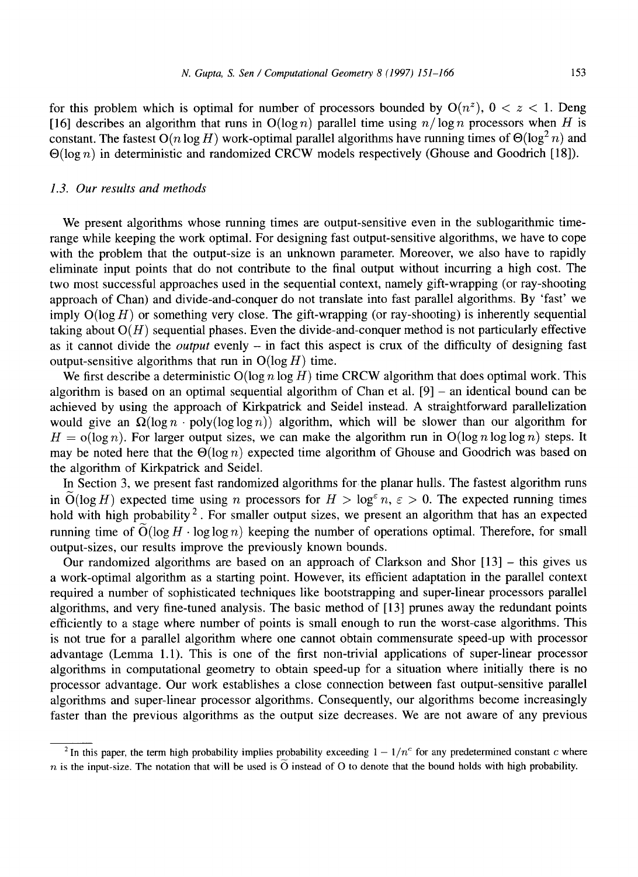for this problem which is optimal for number of processors bounded by $O(n^z)$, $0 < z < 1$. Deng [16] describes an algorithm that runs in $O(\log n)$ parallel time using $n/\log n$ processors when $H$ is constant. The fastest $O(n \log H)$ work-optimal parallel algorithms have running times of $\Theta(\log^2 n)$ and $\Theta(\log n)$ in deterministic and randomized CRCW models respectively (Ghouse and Goodrich [18]).

### 1.3. Our results and methods

We present algorithms whose running times are output-sensitive even in the sublogarithmic time-range while keeping the work optimal. For designing fast output-sensitive algorithms, we have to cope with the problem that the output-size is an unknown parameter. Moreover, we also have to rapidly eliminate input points that do not contribute to the final output without incurring a high cost. The two most successful approaches used in the sequential context, namely gift-wrapping (or ray-shooting approach of Chan) and divide-and-conquer do not translate into fast parallel algorithms. By 'fast' we imply $O(\log H)$ or something very close. The gift-wrapping (or ray-shooting) is inherently sequential taking about $O(H)$ sequential phases. Even the divide-and-conquer method is not particularly effective as it cannot divide the *output* evenly – in fact this aspect is crux of the difficulty of designing fast output-sensitive algorithms that run in $O(\log H)$ time.

We first describe a deterministic $O(\log n \log H)$ time CRCW algorithm that does optimal work. This algorithm is based on an optimal sequential algorithm of Chan et al. [9] – an identical bound can be achieved by using the approach of Kirkpatrick and Seidel instead. A straightforward parallelization would give an $\Omega(\log n \cdot \text{poly}(\log \log n))$ algorithm, which will be slower than our algorithm for $H = o(\log n)$. For larger output sizes, we can make the algorithm run in $O(\log n \log \log n)$ steps. It may be noted here that the $\Theta(\log n)$ expected time algorithm of Ghouse and Goodrich was based on the algorithm of Kirkpatrick and Seidel.

In Section 3, we present fast randomized algorithms for the planar hulls. The fastest algorithm runs in $\tilde{O}(\log H)$ expected time using $n$ processors for $H > \log^{\varepsilon} n$, $\varepsilon > 0$. The expected running times hold with high probability [2]. For smaller output sizes, we present an algorithm that has an expected running time of $\tilde{O}(\log H \cdot \log \log n)$ keeping the number of operations optimal. Therefore, for small output-sizes, our results improve the previously known bounds.

Our randomized algorithms are based on an approach of Clarkson and Shor [13] – this gives us a work-optimal algorithm as a starting point. However, its efficient adaptation in the parallel context required a number of sophisticated techniques like bootstrapping and super-linear processors parallel algorithms, and very fine-tuned analysis. The basic method of [13] prunes away the redundant points efficiently to a stage where number of points is small enough to run the worst-case algorithms. This is not true for a parallel algorithm where one cannot obtain commensurate speed-up with processor advantage (Lemma 1.1). This is one of the first non-trivial applications of super-linear processor algorithms in computational geometry to obtain speed-up for a situation where initially there is no processor advantage. Our work establishes a close connection between fast output-sensitive parallel algorithms and super-linear processor algorithms. Consequently, our algorithms become increasingly faster than the previous algorithms as the output size decreases. We are not aware of any previous

---

[2] In this paper, the term high probability implies probability exceeding $1 - 1/n^c$ for any predetermined constant $c$ where $n$ is the input-size. The notation that will be used is $\tilde{O}$ instead of $O$ to denote that the bound holds with high probability.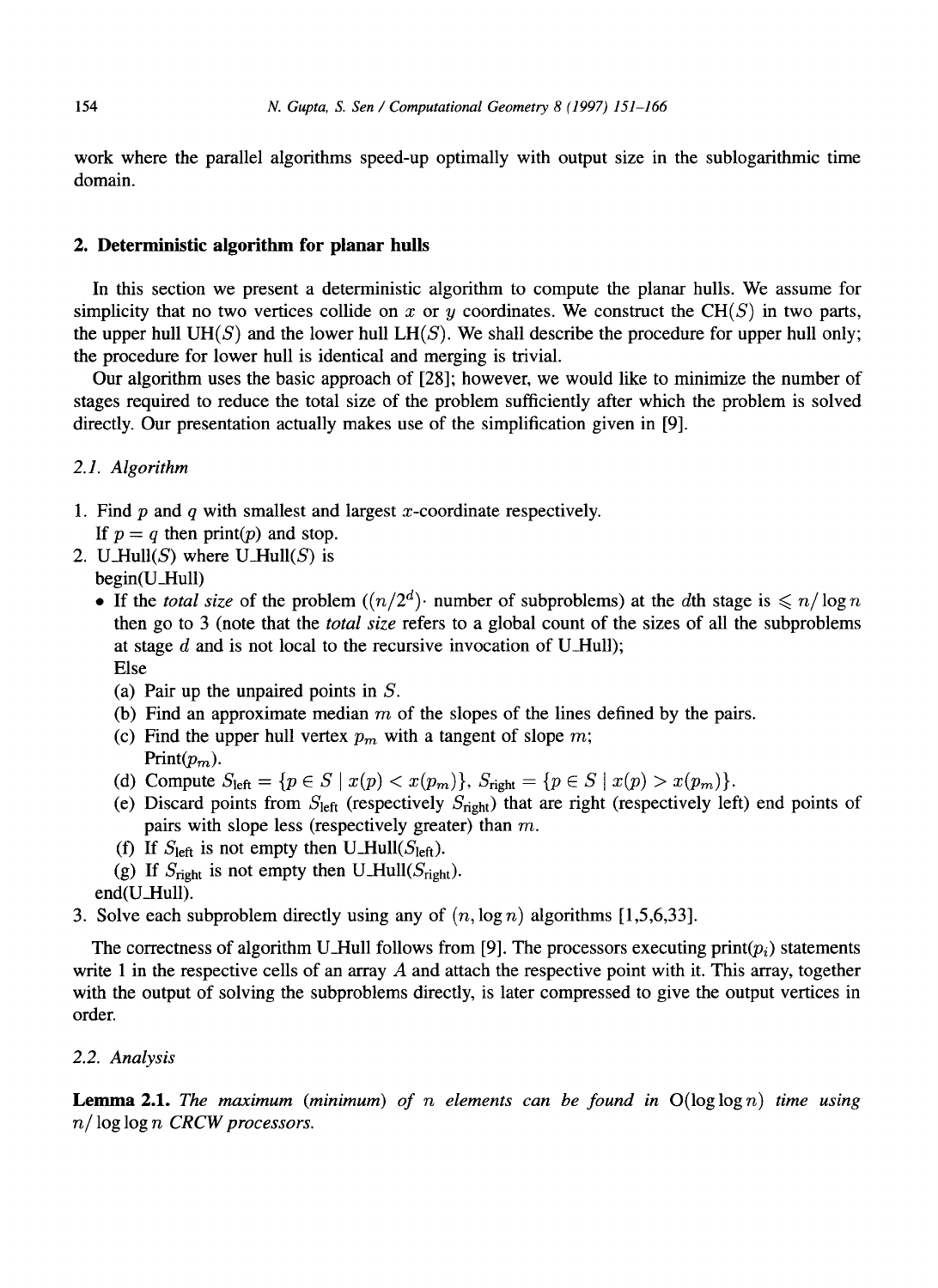work where the parallel algorithms speed-up optimally with output size in the sublogarithmic time domain.

## 2. Deterministic algorithm for planar hulls

In this section we present a deterministic algorithm to compute the planar hulls. We assume for simplicity that no two vertices collide on $x$ or $y$ coordinates. We construct the $\mathrm{CH}(S)$ in two parts, the upper hull $\mathrm{UH}(S)$ and the lower hull $\mathrm{LH}(S)$. We shall describe the procedure for upper hull only; the procedure for lower hull is identical and merging is trivial.

Our algorithm uses the basic approach of [28]; however, we would like to minimize the number of stages required to reduce the total size of the problem sufficiently after which the problem is solved directly. Our presentation actually makes use of the simplification given in [9].

### 2.1. Algorithm

1. Find $p$ and $q$ with smallest and largest $x$-coordinate respectively.
   If $p = q$ then print($p$) and stop.
2. U_Hull($S$) where U_Hull($S$) is
   begin(U_Hull)
   - If the *total size* of the problem $((n/2^d)\cdot$ number of subproblems) at the $d$th stage is $\leqslant n/\log n$ then go to 3 (note that the *total size* refers to a global count of the sizes of all the subproblems at stage $d$ and is not local to the recursive invocation of U_Hull);
     Else
     (a) Pair up the unpaired points in $S$.
     (b) Find an approximate median $m$ of the slopes of the lines defined by the pairs.
     (c) Find the upper hull vertex $p_m$ with a tangent of slope $m$;
     Print($p_m$).
     (d) Compute $S_{\text{left}} = \{p \in S \mid x(p) < x(p_m)\}$, $S_{\text{right}} = \{p \in S \mid x(p) > x(p_m)\}$.
     (e) Discard points from $S_{\text{left}}$ (respectively $S_{\text{right}}$) that are right (respectively left) end points of pairs with slope less (respectively greater) than $m$.
     (f) If $S_{\text{left}}$ is not empty then U_Hull($S_{\text{left}}$).
     (g) If $S_{\text{right}}$ is not empty then U_Hull($S_{\text{right}}$).

   end(U_Hull).
3. Solve each subproblem directly using any of $(n, \log n)$ algorithms [1,5,6,33].

The correctness of algorithm U_Hull follows from [9]. The processors executing print($p_i$) statements write 1 in the respective cells of an array $A$ and attach the respective point with it. This array, together with the output of solving the subproblems directly, is later compressed to give the output vertices in order.

### 2.2. Analysis

**Lemma 2.1.** *The maximum (minimum) of $n$ elements can be found in $\mathrm{O}(\log\log n)$ time using $n/\log\log n$ CRCW processors.*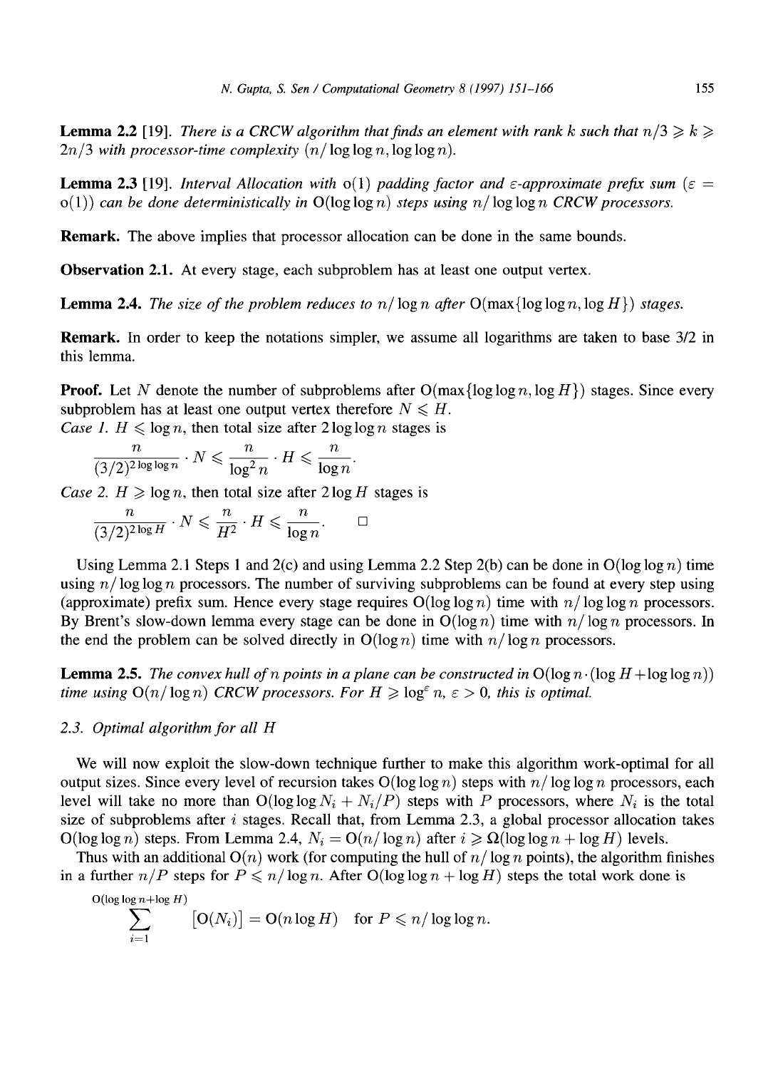**Lemma 2.2** [19]. *There is a CRCW algorithm that finds an element with rank $k$ such that $n/3 \geqslant k \geqslant 2n/3$ with processor-time complexity $(n/\log\log n, \log\log n)$.*

**Lemma 2.3** [19]. *Interval Allocation with $o(1)$ padding factor and $\varepsilon$-approximate prefix sum ($\varepsilon = o(1)$) can be done deterministically in $O(\log\log n)$ steps using $n/\log\log n$ CRCW processors.*

**Remark.** The above implies that processor allocation can be done in the same bounds.

**Observation 2.1.** At every stage, each subproblem has at least one output vertex.

**Lemma 2.4.** *The size of the problem reduces to $n/\log n$ after $O(\max\{\log\log n, \log H\})$ stages.*

**Remark.** In order to keep the notations simpler, we assume all logarithms are taken to base 3/2 in this lemma.

**Proof.** Let $N$ denote the number of subproblems after $O(\max\{\log\log n, \log H\})$ stages. Since every subproblem has at least one output vertex therefore $N \leqslant H$.

*Case 1.* $H \leqslant \log n$, then total size after $2\log\log n$ stages is

$$\frac{n}{(3/2)^{2\log\log n}} \cdot N \leqslant \frac{n}{\log^2 n} \cdot H \leqslant \frac{n}{\log n}.$$

*Case 2.* $H \geqslant \log n$, then total size after $2\log H$ stages is

$$\frac{n}{(3/2)^{2\log H}} \cdot N \leqslant \frac{n}{H^2} \cdot H \leqslant \frac{n}{\log n}. \qquad \square$$

Using Lemma 2.1 Steps 1 and 2(c) and using Lemma 2.2 Step 2(b) can be done in $O(\log\log n)$ time using $n/\log\log n$ processors. The number of surviving subproblems can be found at every step using (approximate) prefix sum. Hence every stage requires $O(\log\log n)$ time with $n/\log\log n$ processors. By Brent's slow-down lemma every stage can be done in $O(\log n)$ time with $n/\log n$ processors. In the end the problem can be solved directly in $O(\log n)$ time with $n/\log n$ processors.

**Lemma 2.5.** *The convex hull of $n$ points in a plane can be constructed in $O(\log n \cdot (\log H + \log\log n))$ time using $O(n/\log n)$ CRCW processors. For $H \geqslant \log^{\varepsilon} n$, $\varepsilon > 0$, this is optimal.*

### 2.3. Optimal algorithm for all $H$

We will now exploit the slow-down technique further to make this algorithm work-optimal for all output sizes. Since every level of recursion takes $O(\log\log n)$ steps with $n/\log\log n$ processors, each level will take no more than $O(\log\log N_i + N_i/P)$ steps with $P$ processors, where $N_i$ is the total size of subproblems after $i$ stages. Recall that, from Lemma 2.3, a global processor allocation takes $O(\log\log n)$ steps. From Lemma 2.4, $N_i = O(n/\log n)$ after $i \geqslant \Omega(\log\log n + \log H)$ levels.

Thus with an additional $O(n)$ work (for computing the hull of $n/\log n$ points), the algorithm finishes in a further $n/P$ steps for $P \leqslant n/\log n$. After $O(\log\log n + \log H)$ steps the total work done is

$$\sum_{i=1}^{O(\log\log n + \log H)} \left[O(N_i)\right] = O(n\log H) \quad \text{for } P \leqslant n/\log\log n.$$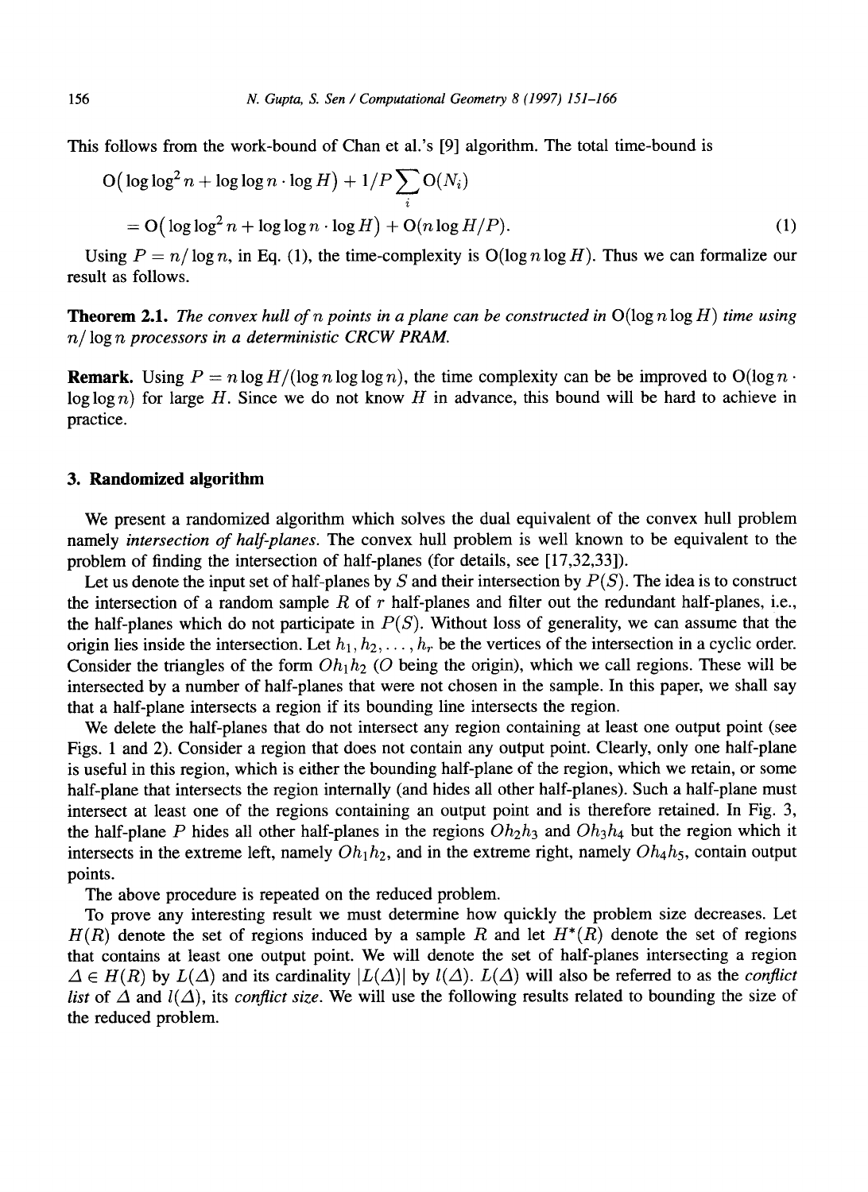This follows from the work-bound of Chan et al.'s [9] algorithm. The total time-bound is

$$
\begin{aligned}
&\mathrm{O}\big(\log\log^2 n + \log\log n \cdot \log H\big) + 1/P \sum_i \mathrm{O}(N_i) \\
&= \mathrm{O}\big(\log\log^2 n + \log\log n \cdot \log H\big) + \mathrm{O}(n \log H/P). \qquad (1)
\end{aligned}
$$

Using $P = n/\log n$, in Eq. (1), the time-complexity is $\mathrm{O}(\log n \log H)$. Thus we can formalize our result as follows.

**Theorem 2.1.** *The convex hull of $n$ points in a plane can be constructed in $\mathrm{O}(\log n \log H)$ time using $n/\log n$ processors in a deterministic CRCW PRAM.*

**Remark.** Using $P = n \log H/(\log n \log\log n)$, the time complexity can be be improved to $\mathrm{O}(\log n \cdot \log\log n)$ for large $H$. Since we do not know $H$ in advance, this bound will be hard to achieve in practice.

## 3. Randomized algorithm

We present a randomized algorithm which solves the dual equivalent of the convex hull problem namely *intersection of half-planes*. The convex hull problem is well known to be equivalent to the problem of finding the intersection of half-planes (for details, see [17,32,33]).

Let us denote the input set of half-planes by $S$ and their intersection by $P(S)$. The idea is to construct the intersection of a random sample $R$ of $r$ half-planes and filter out the redundant half-planes, i.e., the half-planes which do not participate in $P(S)$. Without loss of generality, we can assume that the origin lies inside the intersection. Let $h_1, h_2, \ldots, h_r$ be the vertices of the intersection in a cyclic order. Consider the triangles of the form $Oh_1h_2$ ($O$ being the origin), which we call regions. These will be intersected by a number of half-planes that were not chosen in the sample. In this paper, we shall say that a half-plane intersects a region if its bounding line intersects the region.

We delete the half-planes that do not intersect any region containing at least one output point (see Figs. 1 and 2). Consider a region that does not contain any output point. Clearly, only one half-plane is useful in this region, which is either the bounding half-plane of the region, which we retain, or some half-plane that intersects the region internally (and hides all other half-planes). Such a half-plane must intersect at least one of the regions containing an output point and is therefore retained. In Fig. 3, the half-plane $P$ hides all other half-planes in the regions $Oh_2h_3$ and $Oh_3h_4$ but the region which it intersects in the extreme left, namely $Oh_1h_2$, and in the extreme right, namely $Oh_4h_5$, contain output points.

The above procedure is repeated on the reduced problem.

To prove any interesting result we must determine how quickly the problem size decreases. Let $H(R)$ denote the set of regions induced by a sample $R$ and let $H^*(R)$ denote the set of regions that contains at least one output point. We will denote the set of half-planes intersecting a region $\Delta \in H(R)$ by $L(\Delta)$ and its cardinality $|L(\Delta)|$ by $l(\Delta)$. $L(\Delta)$ will also be referred to as the *conflict list* of $\Delta$ and $l(\Delta)$, its *conflict size*. We will use the following results related to bounding the size of the reduced problem.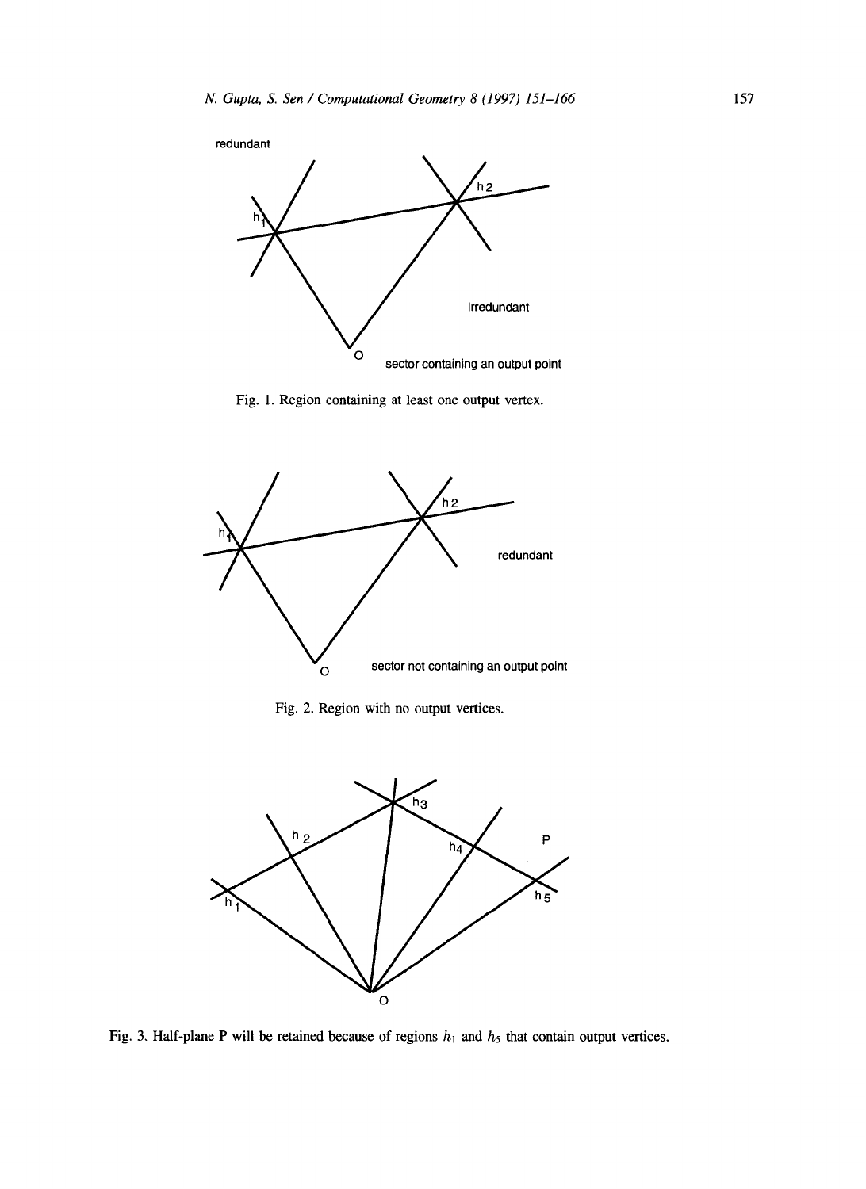Fig. 1. Region containing at least one output vertex.

Fig. 2. Region with no output vertices.

Fig. 3. Half-plane P will be retained because of regions $h_1$ and $h_5$ that contain output vertices.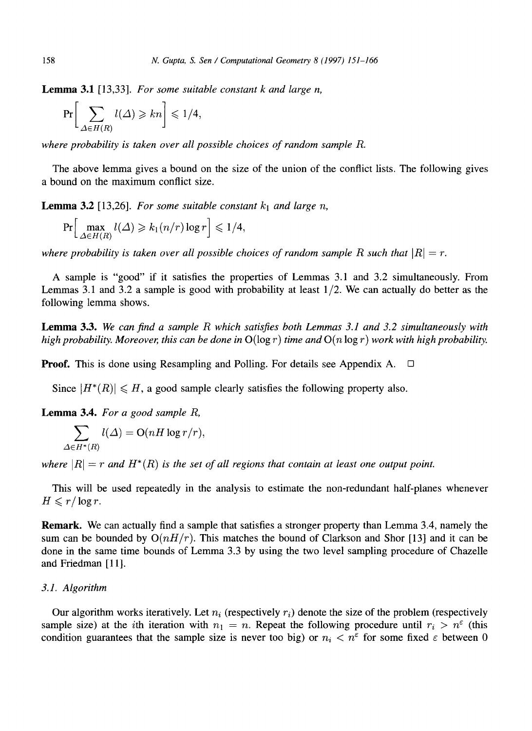**Lemma 3.1** [13,33]. *For some suitable constant $k$ and large $n$,*

$$\Pr\left[\sum_{\Delta \in H(R)} l(\Delta) \geqslant kn\right] \leqslant 1/4,$$

*where probability is taken over all possible choices of random sample $R$.*

The above lemma gives a bound on the size of the union of the conflict lists. The following gives a bound on the maximum conflict size.

**Lemma 3.2** [13,26]. *For some suitable constant $k_1$ and large $n$,*

$$\Pr\left[\max_{\Delta \in H(R)} l(\Delta) \geqslant k_1 (n/r) \log r\right] \leqslant 1/4,$$

*where probability is taken over all possible choices of random sample $R$ such that $|R| = r$.*

A sample is "good" if it satisfies the properties of Lemmas 3.1 and 3.2 simultaneously. From Lemmas 3.1 and 3.2 a sample is good with probability at least $1/2$. We can actually do better as the following lemma shows.

**Lemma 3.3.** *We can find a sample $R$ which satisfies both Lemmas 3.1 and 3.2 simultaneously with high probability. Moreover, this can be done in $O(\log r)$ time and $O(n \log r)$ work with high probability.*

**Proof.** This is done using Resampling and Polling. For details see Appendix A. □

Since $|H^*(R)| \leqslant H$, a good sample clearly satisfies the following property also.

**Lemma 3.4.** *For a good sample $R$,*

$$\sum_{\Delta \in H^*(R)} l(\Delta) = O(nH \log r / r),$$

*where $|R| = r$ and $H^*(R)$ is the set of all regions that contain at least one output point.*

This will be used repeatedly in the analysis to estimate the non-redundant half-planes whenever $H \leqslant r / \log r$.

**Remark.** We can actually find a sample that satisfies a stronger property than Lemma 3.4, namely the sum can be bounded by $O(nH/r)$. This matches the bound of Clarkson and Shor [13] and it can be done in the same time bounds of Lemma 3.3 by using the two level sampling procedure of Chazelle and Friedman [11].

### *3.1. Algorithm*

Our algorithm works iteratively. Let $n_i$ (respectively $r_i$) denote the size of the problem (respectively sample size) at the $i$th iteration with $n_1 = n$. Repeat the following procedure until $r_i > n^{\varepsilon}$ (this condition guarantees that the sample size is never too big) or $n_i < n^{\varepsilon}$ for some fixed $\varepsilon$ between 0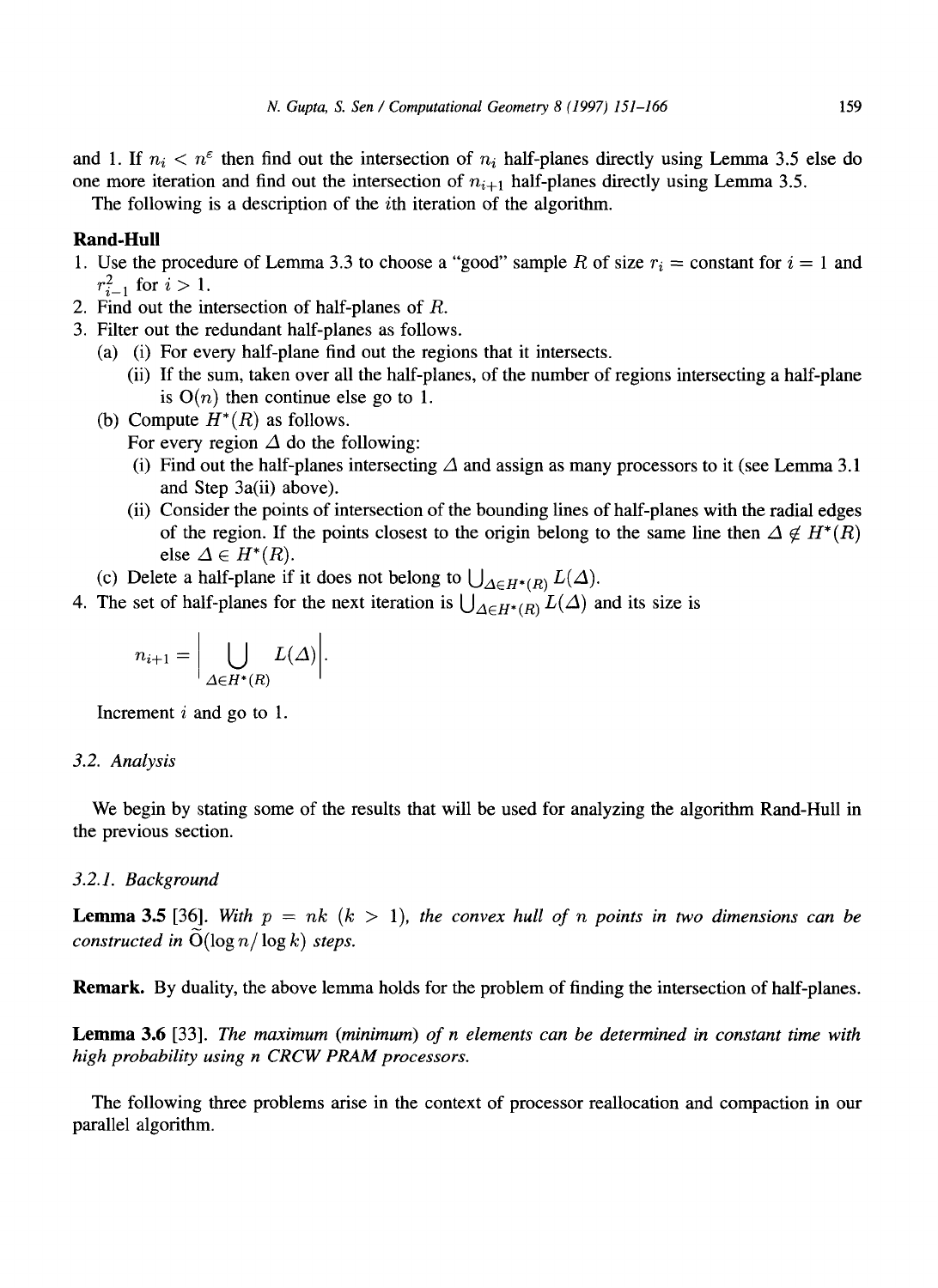and 1. If $n_i < n^{\varepsilon}$ then find out the intersection of $n_i$ half-planes directly using Lemma 3.5 else do one more iteration and find out the intersection of $n_{i+1}$ half-planes directly using Lemma 3.5.

The following is a description of the $i$th iteration of the algorithm.

**Rand-Hull**

1. Use the procedure of Lemma 3.3 to choose a "good" sample $R$ of size $r_i$ = constant for $i = 1$ and $r_{i-1}^2$ for $i > 1$.
2. Find out the intersection of half-planes of $R$.
3. Filter out the redundant half-planes as follows.
   (a) (i) For every half-plane find out the regions that it intersects.
      (ii) If the sum, taken over all the half-planes, of the number of regions intersecting a half-plane is $O(n)$ then continue else go to 1.
   (b) Compute $H^*(R)$ as follows.
      For every region $\Delta$ do the following:
      (i) Find out the half-planes intersecting $\Delta$ and assign as many processors to it (see Lemma 3.1 and Step 3a(ii) above).
      (ii) Consider the points of intersection of the bounding lines of half-planes with the radial edges of the region. If the points closest to the origin belong to the same line then $\Delta \notin H^*(R)$ else $\Delta \in H^*(R)$.
   (c) Delete a half-plane if it does not belong to $\bigcup_{\Delta \in H^*(R)} L(\Delta)$.
4. The set of half-planes for the next iteration is $\bigcup_{\Delta \in H^*(R)} L(\Delta)$ and its size is

$$n_{i+1} = \left| \bigcup_{\Delta \in H^*(R)} L(\Delta) \right|.$$

   Increment $i$ and go to 1.

### 3.2. Analysis

We begin by stating some of the results that will be used for analyzing the algorithm Rand-Hull in the previous section.

#### 3.2.1. Background

**Lemma 3.5** [36]. *With $p = nk$ ($k > 1$), the convex hull of $n$ points in two dimensions can be constructed in $\widetilde{O}(\log n / \log k)$ steps.*

**Remark.** By duality, the above lemma holds for the problem of finding the intersection of half-planes.

**Lemma 3.6** [33]. *The maximum (minimum) of $n$ elements can be determined in constant time with high probability using $n$ CRCW PRAM processors.*

The following three problems arise in the context of processor reallocation and compaction in our parallel algorithm.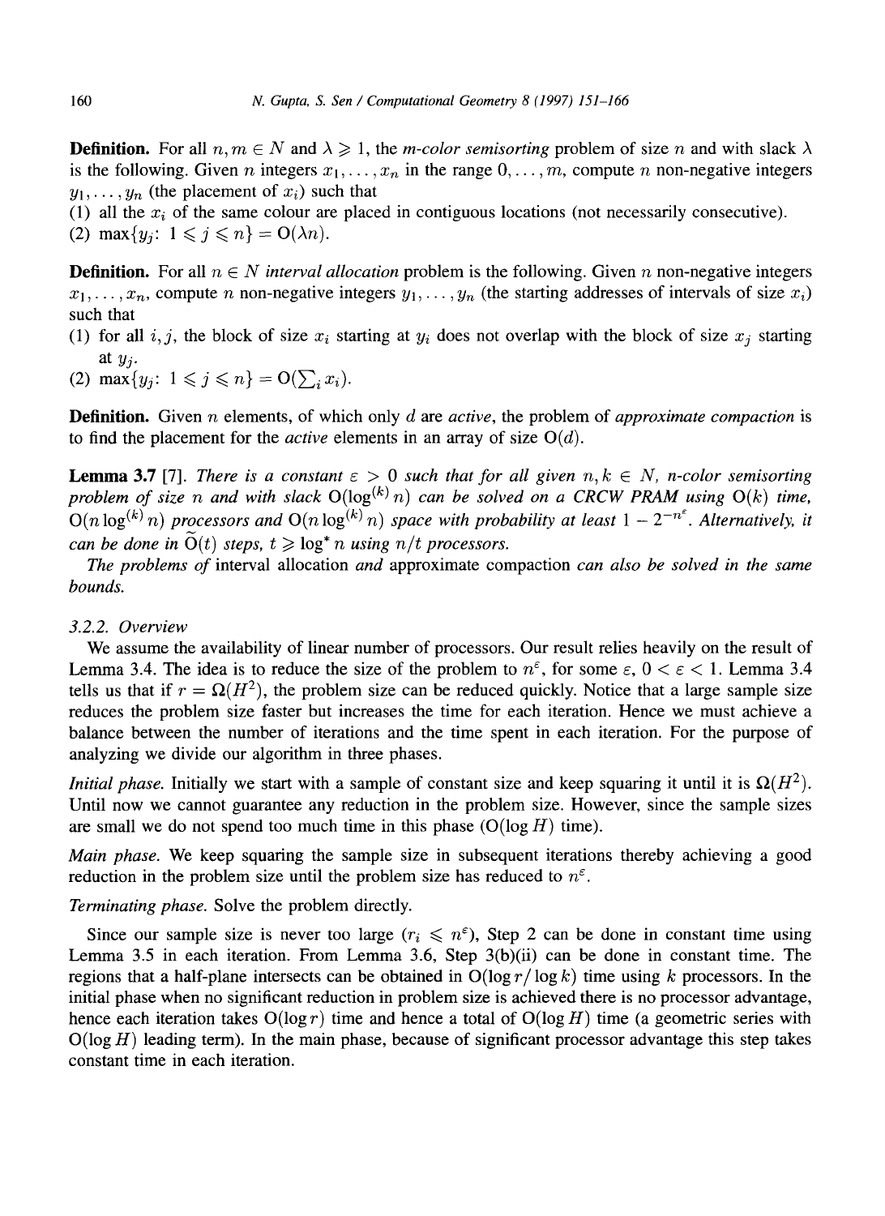**Definition.** For all $n, m \in N$ and $\lambda \geqslant 1$, the *m-color semisorting* problem of size $n$ and with slack $\lambda$ is the following. Given $n$ integers $x_1, \ldots, x_n$ in the range $0, \ldots, m$, compute $n$ non-negative integers $y_1, \ldots, y_n$ (the placement of $x_i$) such that

(1) all the $x_i$ of the same colour are placed in contiguous locations (not necessarily consecutive).

(2) $\max\{y_j:\ 1 \leqslant j \leqslant n\} = \mathrm{O}(\lambda n)$.

**Definition.** For all $n \in N$ *interval allocation* problem is the following. Given $n$ non-negative integers $x_1, \ldots, x_n$, compute $n$ non-negative integers $y_1, \ldots, y_n$ (the starting addresses of intervals of size $x_i$) such that

(1) for all $i, j$, the block of size $x_i$ starting at $y_i$ does not overlap with the block of size $x_j$ starting at $y_j$.

(2) $\max\{y_j:\ 1 \leqslant j \leqslant n\} = \mathrm{O}(\sum_i x_i)$.

**Definition.** Given $n$ elements, of which only $d$ are *active*, the problem of *approximate compaction* is to find the placement for the *active* elements in an array of size $\mathrm{O}(d)$.

**Lemma 3.7** [7]. *There is a constant $\varepsilon > 0$ such that for all given $n, k \in N$, n-color semisorting problem of size $n$ and with slack $\mathrm{O}(\log^{(k)} n)$ can be solved on a CRCW PRAM using $\mathrm{O}(k)$ time, $\mathrm{O}(n \log^{(k)} n)$ processors and $\mathrm{O}(n \log^{(k)} n)$ space with probability at least $1 - 2^{-n^{\varepsilon}}$. Alternatively, it can be done in $\tilde{\mathrm{O}}(t)$ steps, $t \geqslant \log^* n$ using $n/t$ processors.*

*The problems of* interval allocation *and* approximate compaction *can also be solved in the same bounds.*

### 3.2.2. Overview

We assume the availability of linear number of processors. Our result relies heavily on the result of Lemma 3.4. The idea is to reduce the size of the problem to $n^{\varepsilon}$, for some $\varepsilon$, $0 < \varepsilon < 1$. Lemma 3.4 tells us that if $r = \Omega(H^2)$, the problem size can be reduced quickly. Notice that a large sample size reduces the problem size faster but increases the time for each iteration. Hence we must achieve a balance between the number of iterations and the time spent in each iteration. For the purpose of analyzing we divide our algorithm in three phases.

*Initial phase.* Initially we start with a sample of constant size and keep squaring it until it is $\Omega(H^2)$. Until now we cannot guarantee any reduction in the problem size. However, since the sample sizes are small we do not spend too much time in this phase ($\mathrm{O}(\log H)$ time).

*Main phase.* We keep squaring the sample size in subsequent iterations thereby achieving a good reduction in the problem size until the problem size has reduced to $n^{\varepsilon}$.

*Terminating phase.* Solve the problem directly.

Since our sample size is never too large ($r_i \leqslant n^{\varepsilon}$), Step 2 can be done in constant time using Lemma 3.5 in each iteration. From Lemma 3.6, Step 3(b)(ii) can be done in constant time. The regions that a half-plane intersects can be obtained in $\mathrm{O}(\log r / \log k)$ time using $k$ processors. In the initial phase when no significant reduction in problem size is achieved there is no processor advantage, hence each iteration takes $\mathrm{O}(\log r)$ time and hence a total of $\mathrm{O}(\log H)$ time (a geometric series with $\mathrm{O}(\log H)$ leading term). In the main phase, because of significant processor advantage this step takes constant time in each iteration.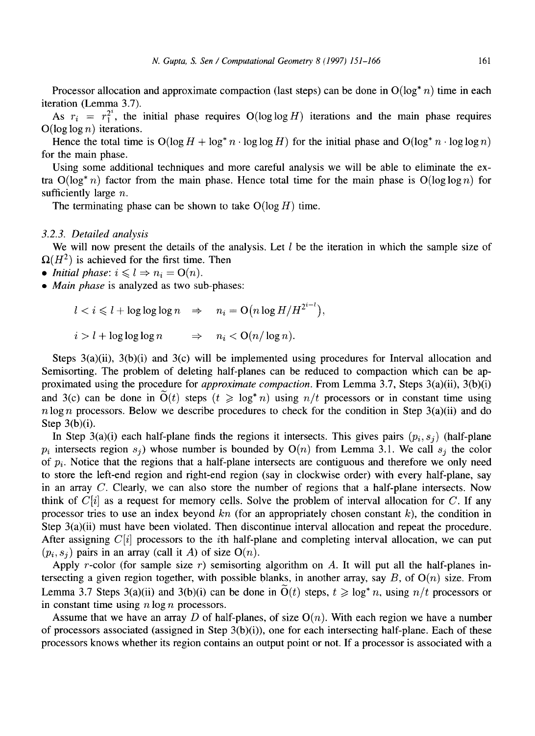Processor allocation and approximate compaction (last steps) can be done in $O(\log^* n)$ time in each iteration (Lemma 3.7).

As $r_i = r_1^{2^i}$, the initial phase requires $O(\log\log H)$ iterations and the main phase requires $O(\log\log n)$ iterations.

Hence the total time is $O(\log H + \log^* n \cdot \log\log H)$ for the initial phase and $O(\log^* n \cdot \log\log n)$ for the main phase.

Using some additional techniques and more careful analysis we will be able to eliminate the extra $O(\log^* n)$ factor from the main phase. Hence total time for the main phase is $O(\log\log n)$ for sufficiently large $n$.

The terminating phase can be shown to take $O(\log H)$ time.

### 3.2.3. Detailed analysis

We will now present the details of the analysis. Let $l$ be the iteration in which the sample size of $\Omega(H^2)$ is achieved for the first time. Then

- *Initial phase*: $i \leqslant l \Rightarrow n_i = O(n)$.
- *Main phase* is analyzed as two sub-phases:

$$l < i \leqslant l + \log\log\log n \quad \Rightarrow \quad n_i = O\left(n \log H / H^{2^{i-l}}\right),$$

$$i > l + \log\log\log n \quad \Rightarrow \quad n_i < O(n/\log n).$$

Steps 3(a)(ii), 3(b)(i) and 3(c) will be implemented using procedures for Interval allocation and Semisorting. The problem of deleting half-planes can be reduced to compaction which can be approximated using the procedure for *approximate compaction*. From Lemma 3.7, Steps 3(a)(ii), 3(b)(i) and 3(c) can be done in $\widetilde{O}(t)$ steps ($t \geqslant \log^* n$) using $n/t$ processors or in constant time using $n \log n$ processors. Below we describe procedures to check for the condition in Step 3(a)(ii) and do Step 3(b)(i).

In Step 3(a)(i) each half-plane finds the regions it intersects. This gives pairs $(p_i, s_j)$ (half-plane $p_i$ intersects region $s_j$) whose number is bounded by $O(n)$ from Lemma 3.1. We call $s_j$ the color of $p_i$. Notice that the regions that a half-plane intersects are contiguous and therefore we only need to store the left-end region and right-end region (say in clockwise order) with every half-plane, say in an array $C$. Clearly, we can also store the number of regions that a half-plane intersects. Now think of $C[i]$ as a request for memory cells. Solve the problem of interval allocation for $C$. If any processor tries to use an index beyond $kn$ (for an appropriately chosen constant $k$), the condition in Step 3(a)(ii) must have been violated. Then discontinue interval allocation and repeat the procedure. After assigning $C[i]$ processors to the $i$th half-plane and completing interval allocation, we can put $(p_i, s_j)$ pairs in an array (call it $A$) of size $O(n)$.

Apply $r$-color (for sample size $r$) semisorting algorithm on $A$. It will put all the half-planes intersecting a given region together, with possible blanks, in another array, say $B$, of $O(n)$ size. From Lemma 3.7 Steps 3(a)(ii) and 3(b)(i) can be done in $\widetilde{O}(t)$ steps, $t \geqslant \log^* n$, using $n/t$ processors or in constant time using $n \log n$ processors.

Assume that we have an array $D$ of half-planes, of size $O(n)$. With each region we have a number of processors associated (assigned in Step 3(b)(i)), one for each intersecting half-plane. Each of these processors knows whether its region contains an output point or not. If a processor is associated with a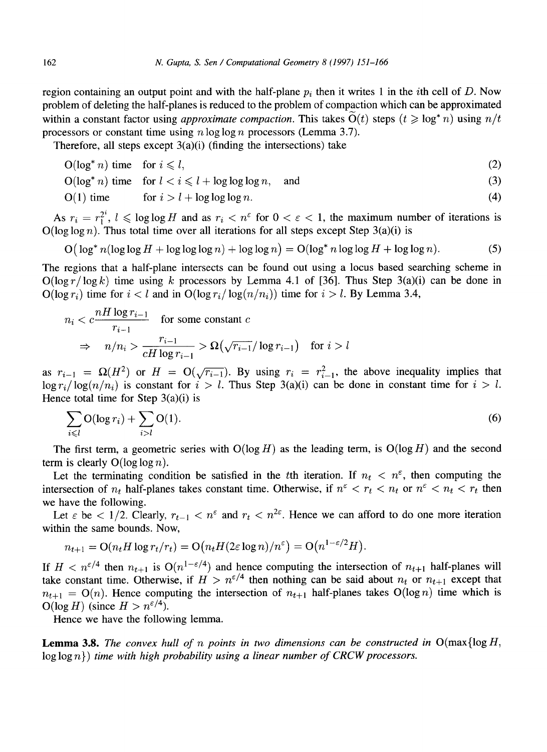region containing an output point and with the half-plane $p_i$ then it writes 1 in the $i$th cell of $D$. Now problem of deleting the half-planes is reduced to the problem of compaction which can be approximated within a constant factor using *approximate compaction*. This takes $\tilde{O}(t)$ steps ($t \geqslant \log^* n$) using $n/t$ processors or constant time using $n \log\log n$ processors (Lemma 3.7).

Therefore, all steps except 3(a)(i) (finding the intersections) take

$$\text{O}(\log^* n) \text{ time} \quad \text{for } i \leqslant l, \tag{2}$$

$$\text{O}(\log^* n) \text{ time} \quad \text{for } l < i \leqslant l + \log\log\log n, \quad \text{and} \tag{3}$$

$$\text{O}(1) \text{ time} \quad \text{for } i > l + \log\log\log n. \tag{4}$$

As $r_i = r_1^{2^i}$, $l \leqslant \log\log H$ and as $r_i < n^\varepsilon$ for $0 < \varepsilon < 1$, the maximum number of iterations is $\text{O}(\log\log n)$. Thus total time over all iterations for all steps except Step 3(a)(i) is

$$\text{O}\big(\log^* n(\log\log H + \log\log\log n) + \log\log n\big) = \text{O}(\log^* n \log\log H + \log\log n). \tag{5}$$

The regions that a half-plane intersects can be found out using a locus based searching scheme in $\text{O}(\log r/\log k)$ time using $k$ processors by Lemma 4.1 of [36]. Thus Step 3(a)(i) can be done in $\text{O}(\log r_i)$ time for $i < l$ and in $\text{O}(\log r_i/\log(n/n_i))$ time for $i > l$. By Lemma 3.4,

$$n_i < c\frac{nH\log r_{i-1}}{r_{i-1}} \quad \text{for some constant } c$$

$$\Rightarrow \quad n/n_i > \frac{r_{i-1}}{cH\log r_{i-1}} > \Omega\big(\sqrt{r_{i-1}}/\log r_{i-1}\big) \quad \text{for } i > l$$

as $r_{i-1} = \Omega(H^2)$ or $H = \text{O}(\sqrt{r_{i-1}})$. By using $r_i = r_{i-1}^2$, the above inequality implies that $\log r_i/\log(n/n_i)$ is constant for $i > l$. Thus Step 3(a)(i) can be done in constant time for $i > l$. Hence total time for Step 3(a)(i) is

$$\sum_{i \leqslant l} \text{O}(\log r_i) + \sum_{i > l} \text{O}(1). \tag{6}$$

The first term, a geometric series with $\text{O}(\log H)$ as the leading term, is $\text{O}(\log H)$ and the second term is clearly $\text{O}(\log\log n)$.

Let the terminating condition be satisfied in the $t$th iteration. If $n_t < n^\varepsilon$, then computing the intersection of $n_t$ half-planes takes constant time. Otherwise, if $n^\varepsilon < r_t < n_t$ or $n^\varepsilon < n_t < r_t$ then we have the following.

Let $\varepsilon$ be $< 1/2$. Clearly, $r_{t-1} < n^\varepsilon$ and $r_t < n^{2\varepsilon}$. Hence we can afford to do one more iteration within the same bounds. Now,

$$n_{t+1} = \text{O}(n_t H \log r_t/r_t) = \text{O}\big(n_t H(2\varepsilon \log n)/n^\varepsilon\big) = \text{O}\big(n^{1-\varepsilon/2}H\big).$$

If $H < n^{\varepsilon/4}$ then $n_{t+1}$ is $\text{O}(n^{1-\varepsilon/4})$ and hence computing the intersection of $n_{t+1}$ half-planes will take constant time. Otherwise, if $H > n^{\varepsilon/4}$ then nothing can be said about $n_t$ or $n_{t+1}$ except that $n_{t+1} = \text{O}(n)$. Hence computing the intersection of $n_{t+1}$ half-planes takes $\text{O}(\log n)$ time which is $\text{O}(\log H)$ (since $H > n^{\varepsilon/4}$).

Hence we have the following lemma.

**Lemma 3.8.** *The convex hull of $n$ points in two dimensions can be constructed in $\text{O}(\max\{\log H, \log\log n\})$ time with high probability using a linear number of CRCW processors.*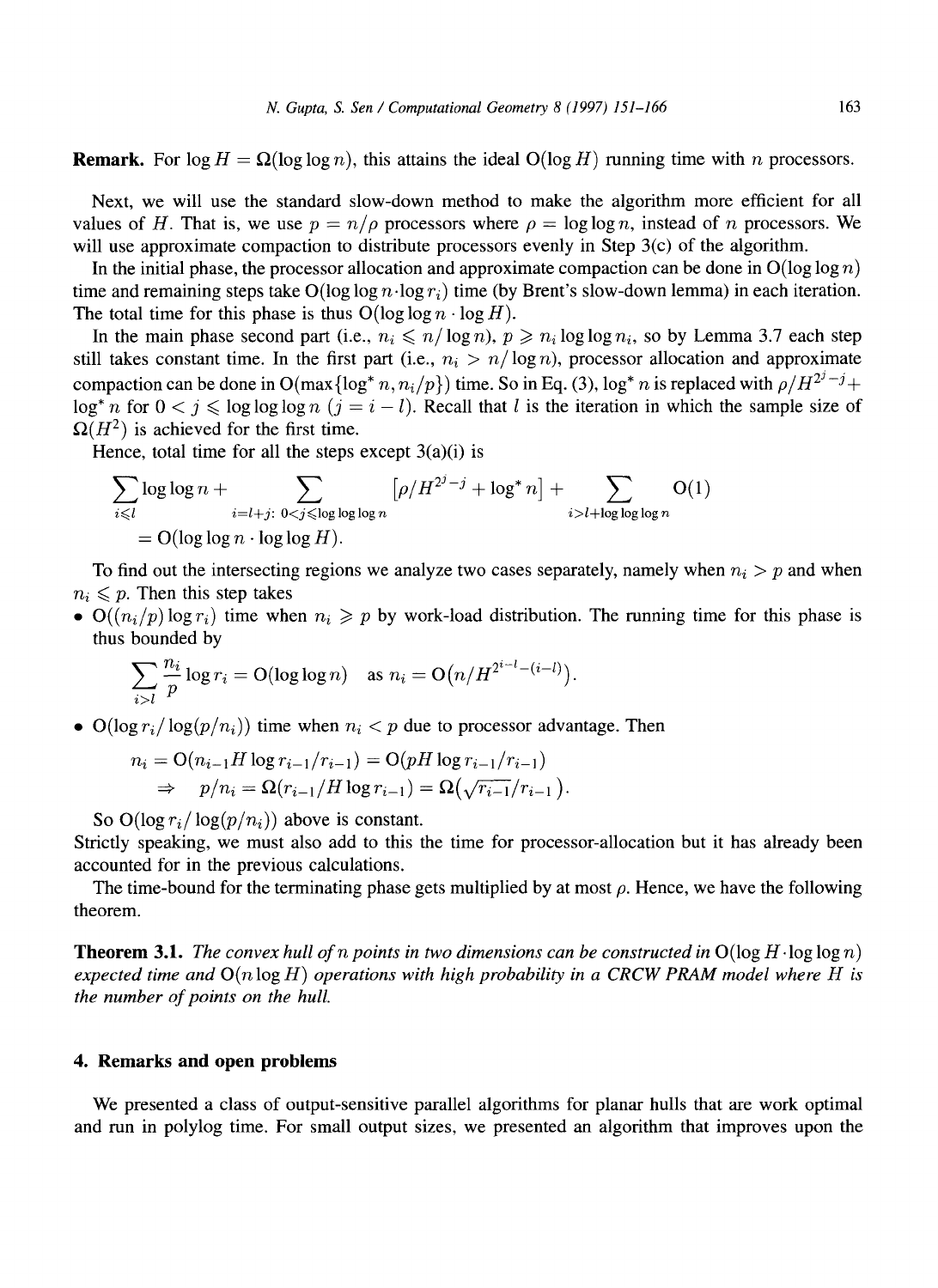**Remark.** For $\log H = \Omega(\log\log n)$, this attains the ideal $O(\log H)$ running time with $n$ processors.

Next, we will use the standard slow-down method to make the algorithm more efficient for all values of $H$. That is, we use $p = n/\rho$ processors where $\rho = \log\log n$, instead of $n$ processors. We will use approximate compaction to distribute processors evenly in Step 3(c) of the algorithm.

In the initial phase, the processor allocation and approximate compaction can be done in $O(\log\log n)$ time and remaining steps take $O(\log\log n \cdot \log r_i)$ time (by Brent's slow-down lemma) in each iteration. The total time for this phase is thus $O(\log\log n \cdot \log H)$.

In the main phase second part (i.e., $n_i \leqslant n/\log n$), $p \geqslant n_i \log\log n_i$, so by Lemma 3.7 each step still takes constant time. In the first part (i.e., $n_i > n/\log n$), processor allocation and approximate compaction can be done in $O(\max\{\log^* n, n_i/p\})$ time. So in Eq. (3), $\log^* n$ is replaced with $\rho/H^{2^j - j} + \log^* n$ for $0 < j \leqslant \log\log\log n$ ($j = i - l$). Recall that $l$ is the iteration in which the sample size of $\Omega(H^2)$ is achieved for the first time.

Hence, total time for all the steps except 3(a)(i) is

$$\sum_{i \leqslant l} \log\log n + \sum_{i = l+j:\ 0 < j \leqslant \log\log\log n} \left[\rho/H^{2^j - j} + \log^* n\right] + \sum_{i > l + \log\log\log n} O(1)$$
$$= O(\log\log n \cdot \log\log H).$$

To find out the intersecting regions we analyze two cases separately, namely when $n_i > p$ and when $n_i \leqslant p$. Then this step takes

- $O((n_i/p)\log r_i)$ time when $n_i \geqslant p$ by work-load distribution. The running time for this phase is thus bounded by
$$\sum_{i > l} \frac{n_i}{p} \log r_i = O(\log\log n) \quad \text{as } n_i = O\left(n/H^{2^{i-l} - (i-l)}\right).$$
- $O(\log r_i / \log(p/n_i))$ time when $n_i < p$ due to processor advantage. Then
$$n_i = O(n_{i-1} H \log r_{i-1}/r_{i-1}) = O(pH \log r_{i-1}/r_{i-1})$$
$$\Rightarrow \quad p/n_i = \Omega(r_{i-1}/H \log r_{i-1}) = \Omega\left(\sqrt{r_{i-1}}/r_{i-1}\right).$$

So $O(\log r_i / \log(p/n_i))$ above is constant.

Strictly speaking, we must also add to this the time for processor-allocation but it has already been accounted for in the previous calculations.

The time-bound for the terminating phase gets multiplied by at most $\rho$. Hence, we have the following theorem.

**Theorem 3.1.** *The convex hull of $n$ points in two dimensions can be constructed in $O(\log H \cdot \log\log n)$ expected time and $O(n \log H)$ operations with high probability in a CRCW PRAM model where $H$ is the number of points on the hull.*

## 4. Remarks and open problems

We presented a class of output-sensitive parallel algorithms for planar hulls that are work optimal and run in polylog time. For small output sizes, we presented an algorithm that improves upon the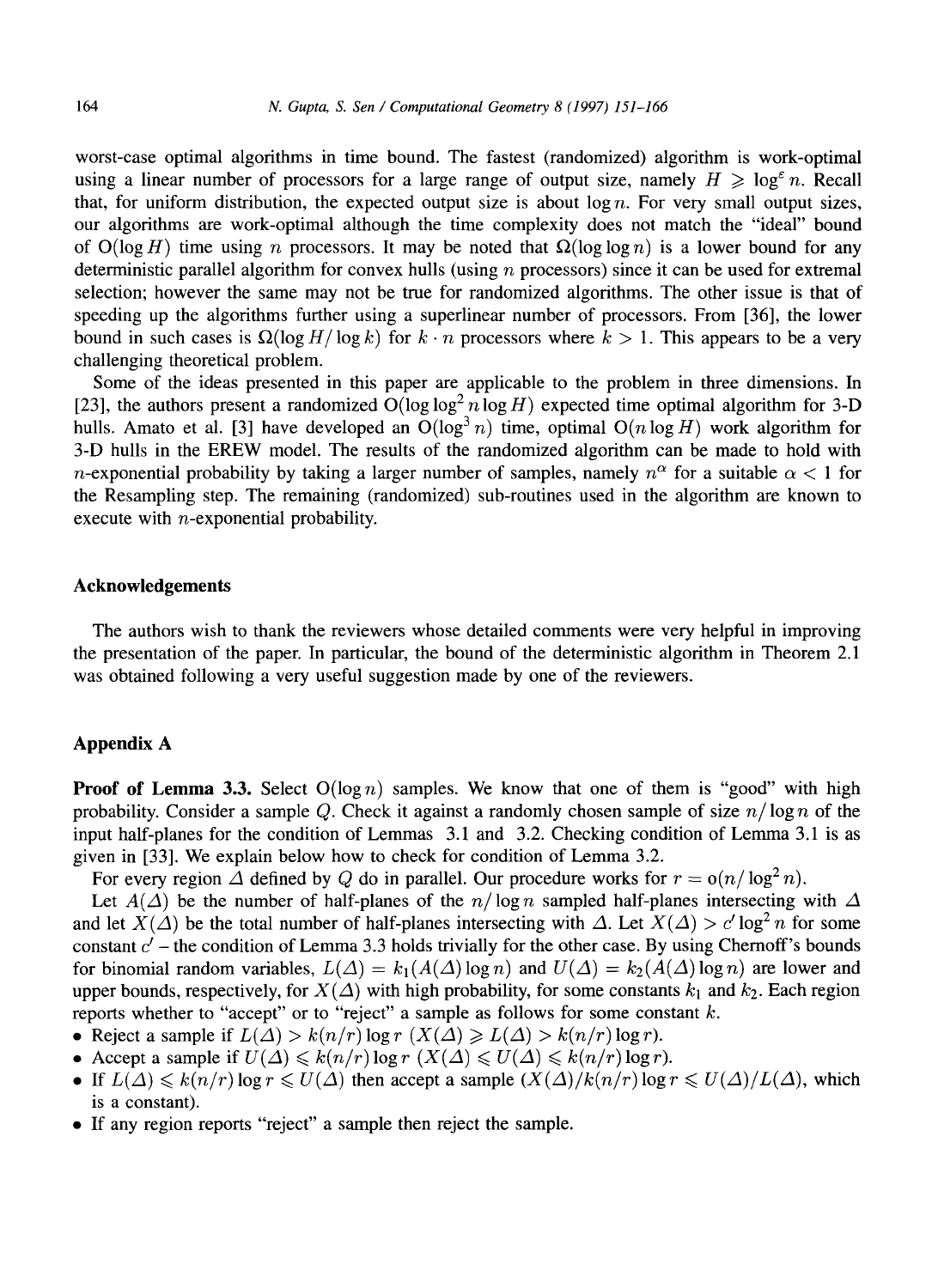worst-case optimal algorithms in time bound. The fastest (randomized) algorithm is work-optimal using a linear number of processors for a large range of output size, namely $H \geqslant \log^{\varepsilon} n$. Recall that, for uniform distribution, the expected output size is about $\log n$. For very small output sizes, our algorithms are work-optimal although the time complexity does not match the "ideal" bound of $O(\log H)$ time using $n$ processors. It may be noted that $\Omega(\log \log n)$ is a lower bound for any deterministic parallel algorithm for convex hulls (using $n$ processors) since it can be used for extremal selection; however the same may not be true for randomized algorithms. The other issue is that of speeding up the algorithms further using a superlinear number of processors. From [36], the lower bound in such cases is $\Omega(\log H / \log k)$ for $k \cdot n$ processors where $k > 1$. This appears to be a very challenging theoretical problem.

Some of the ideas presented in this paper are applicable to the problem in three dimensions. In [23], the authors present a randomized $O(\log \log^2 n \log H)$ expected time optimal algorithm for 3-D hulls. Amato et al. [3] have developed an $O(\log^3 n)$ time, optimal $O(n \log H)$ work algorithm for 3-D hulls in the EREW model. The results of the randomized algorithm can be made to hold with $n$-exponential probability by taking a larger number of samples, namely $n^{\alpha}$ for a suitable $\alpha < 1$ for the Resampling step. The remaining (randomized) sub-routines used in the algorithm are known to execute with $n$-exponential probability.

## Acknowledgements

The authors wish to thank the reviewers whose detailed comments were very helpful in improving the presentation of the paper. In particular, the bound of the deterministic algorithm in Theorem 2.1 was obtained following a very useful suggestion made by one of the reviewers.

## Appendix A

**Proof of Lemma 3.3.** Select $O(\log n)$ samples. We know that one of them is "good" with high probability. Consider a sample $Q$. Check it against a randomly chosen sample of size $n/\log n$ of the input half-planes for the condition of Lemmas 3.1 and 3.2. Checking condition of Lemma 3.1 is as given in [33]. We explain below how to check for condition of Lemma 3.2.

For every region $\Delta$ defined by $Q$ do in parallel. Our procedure works for $r = o(n/\log^2 n)$.

Let $A(\Delta)$ be the number of half-planes of the $n/\log n$ sampled half-planes intersecting with $\Delta$ and let $X(\Delta)$ be the total number of half-planes intersecting with $\Delta$. Let $X(\Delta) > c' \log^2 n$ for some constant $c'$ – the condition of Lemma 3.3 holds trivially for the other case. By using Chernoff's bounds for binomial random variables, $L(\Delta) = k_1(A(\Delta) \log n)$ and $U(\Delta) = k_2(A(\Delta) \log n)$ are lower and upper bounds, respectively, for $X(\Delta)$ with high probability, for some constants $k_1$ and $k_2$. Each region reports whether to "accept" or to "reject" a sample as follows for some constant $k$.

- Reject a sample if $L(\Delta) > k(n/r) \log r$ ($X(\Delta) \geqslant L(\Delta) > k(n/r) \log r$).
- Accept a sample if $U(\Delta) \leqslant k(n/r) \log r$ ($X(\Delta) \leqslant U(\Delta) \leqslant k(n/r) \log r$).
- If $L(\Delta) \leqslant k(n/r) \log r \leqslant U(\Delta)$ then accept a sample ($X(\Delta)/k(n/r) \log r \leqslant U(\Delta)/L(\Delta)$, which is a constant).
- If any region reports "reject" a sample then reject the sample.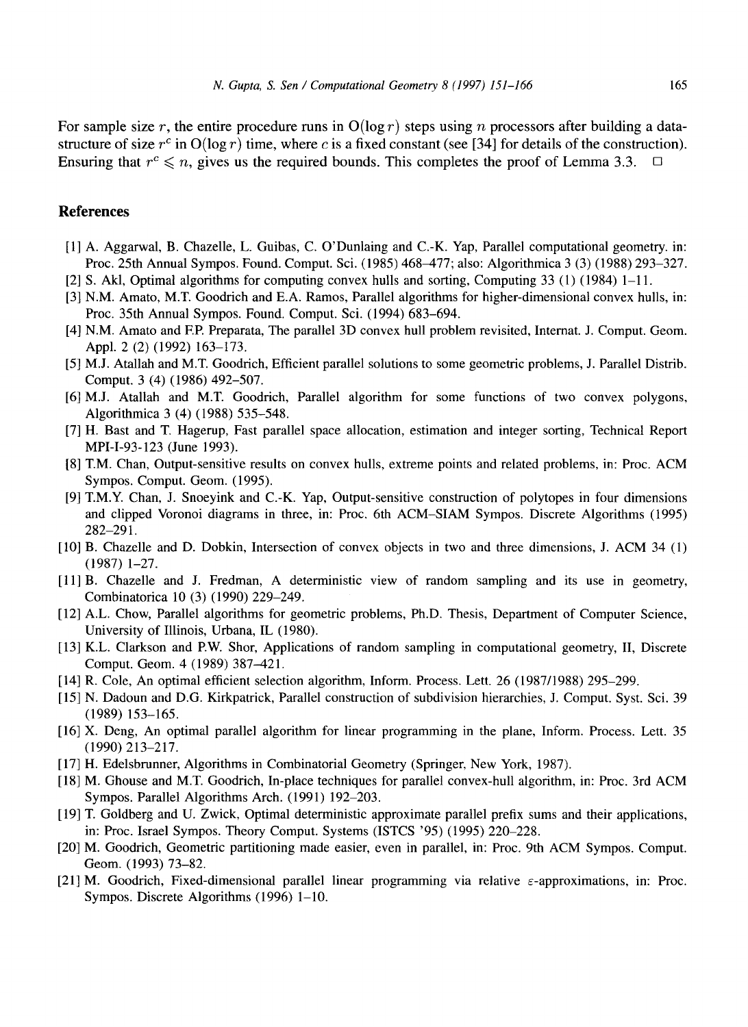For sample size $r$, the entire procedure runs in $O(\log r)$ steps using $n$ processors after building a data-structure of size $r^c$ in $O(\log r)$ time, where $c$ is a fixed constant (see [34] for details of the construction). Ensuring that $r^c \leqslant n$, gives us the required bounds. This completes the proof of Lemma 3.3. □

## References

[1] A. Aggarwal, B. Chazelle, L. Guibas, C. O'Dunlaing and C.-K. Yap, Parallel computational geometry. in: Proc. 25th Annual Sympos. Found. Comput. Sci. (1985) 468–477; also: Algorithmica 3 (3) (1988) 293–327.

[2] S. Akl, Optimal algorithms for computing convex hulls and sorting, Computing 33 (1) (1984) 1–11.

[3] N.M. Amato, M.T. Goodrich and E.A. Ramos, Parallel algorithms for higher-dimensional convex hulls, in: Proc. 35th Annual Sympos. Found. Comput. Sci. (1994) 683–694.

[4] N.M. Amato and F.P. Preparata, The parallel 3D convex hull problem revisited, Internat. J. Comput. Geom. Appl. 2 (2) (1992) 163–173.

[5] M.J. Atallah and M.T. Goodrich, Efficient parallel solutions to some geometric problems, J. Parallel Distrib. Comput. 3 (4) (1986) 492–507.

[6] M.J. Atallah and M.T. Goodrich, Parallel algorithm for some functions of two convex polygons, Algorithmica 3 (4) (1988) 535–548.

[7] H. Bast and T. Hagerup, Fast parallel space allocation, estimation and integer sorting, Technical Report MPI-I-93-123 (June 1993).

[8] T.M. Chan, Output-sensitive results on convex hulls, extreme points and related problems, in: Proc. ACM Sympos. Comput. Geom. (1995).

[9] T.M.Y. Chan, J. Snoeyink and C.-K. Yap, Output-sensitive construction of polytopes in four dimensions and clipped Voronoi diagrams in three, in: Proc. 6th ACM–SIAM Sympos. Discrete Algorithms (1995) 282–291.

[10] B. Chazelle and D. Dobkin, Intersection of convex objects in two and three dimensions, J. ACM 34 (1) (1987) 1–27.

[11] B. Chazelle and J. Fredman, A deterministic view of random sampling and its use in geometry, Combinatorica 10 (3) (1990) 229–249.

[12] A.L. Chow, Parallel algorithms for geometric problems, Ph.D. Thesis, Department of Computer Science, University of Illinois, Urbana, IL (1980).

[13] K.L. Clarkson and P.W. Shor, Applications of random sampling in computational geometry, II, Discrete Comput. Geom. 4 (1989) 387–421.

[14] R. Cole, An optimal efficient selection algorithm, Inform. Process. Lett. 26 (1987/1988) 295–299.

[15] N. Dadoun and D.G. Kirkpatrick, Parallel construction of subdivision hierarchies, J. Comput. Syst. Sci. 39 (1989) 153–165.

[16] X. Deng, An optimal parallel algorithm for linear programming in the plane, Inform. Process. Lett. 35 (1990) 213–217.

[17] H. Edelsbrunner, Algorithms in Combinatorial Geometry (Springer, New York, 1987).

[18] M. Ghouse and M.T. Goodrich, In-place techniques for parallel convex-hull algorithm, in: Proc. 3rd ACM Sympos. Parallel Algorithms Arch. (1991) 192–203.

[19] T. Goldberg and U. Zwick, Optimal deterministic approximate parallel prefix sums and their applications, in: Proc. Israel Sympos. Theory Comput. Systems (ISTCS '95) (1995) 220–228.

[20] M. Goodrich, Geometric partitioning made easier, even in parallel, in: Proc. 9th ACM Sympos. Comput. Geom. (1993) 73–82.

[21] M. Goodrich, Fixed-dimensional parallel linear programming via relative $\varepsilon$-approximations, in: Proc. Sympos. Discrete Algorithms (1996) 1–10.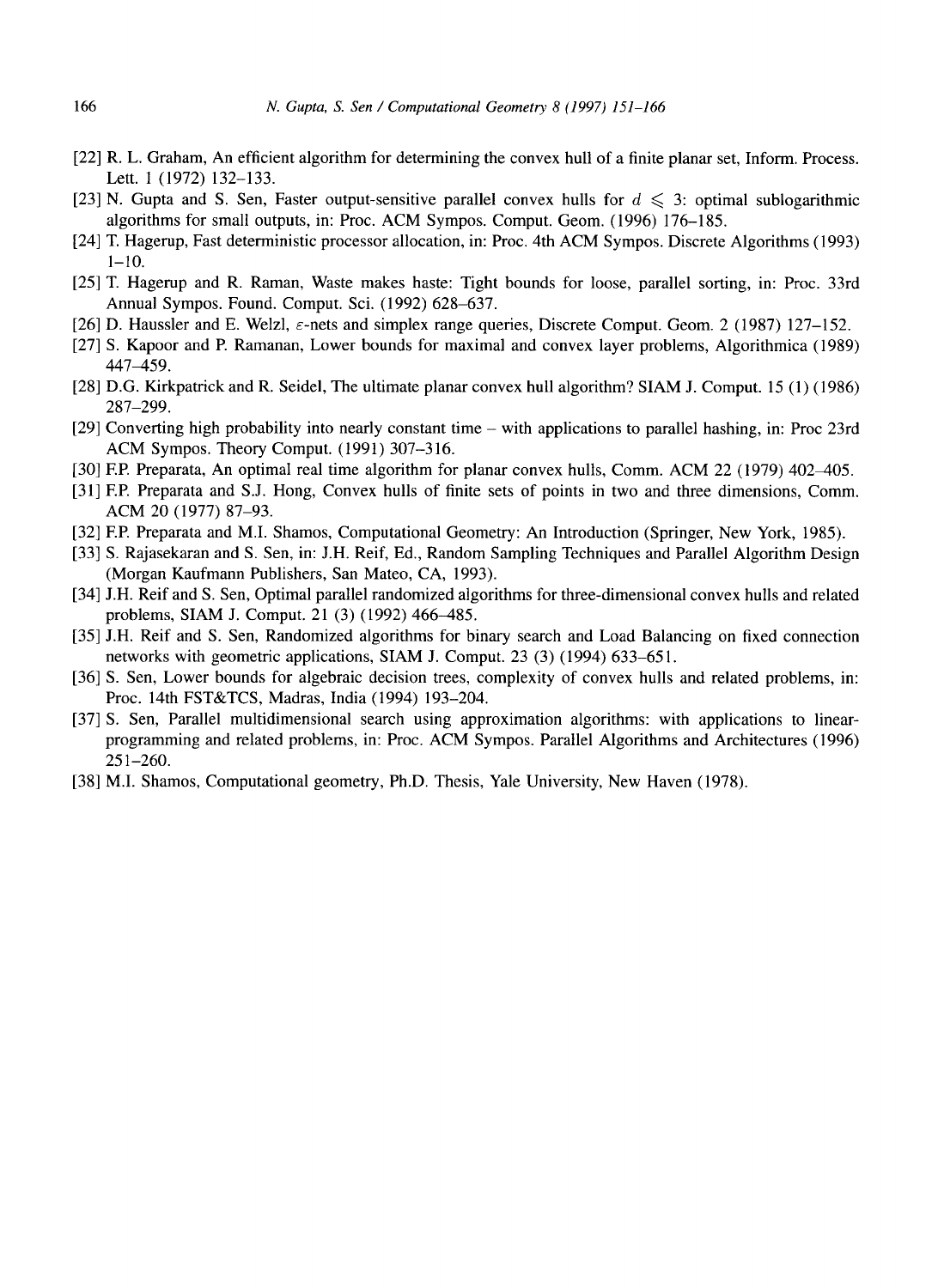[22] R. L. Graham, An efficient algorithm for determining the convex hull of a finite planar set, Inform. Process. Lett. 1 (1972) 132–133.

[23] N. Gupta and S. Sen, Faster output-sensitive parallel convex hulls for $d \leqslant 3$: optimal sublogarithmic algorithms for small outputs, in: Proc. ACM Sympos. Comput. Geom. (1996) 176–185.

[24] T. Hagerup, Fast deterministic processor allocation, in: Proc. 4th ACM Sympos. Discrete Algorithms (1993) 1–10.

[25] T. Hagerup and R. Raman, Waste makes haste: Tight bounds for loose, parallel sorting, in: Proc. 33rd Annual Sympos. Found. Comput. Sci. (1992) 628–637.

[26] D. Haussler and E. Welzl, $\varepsilon$-nets and simplex range queries, Discrete Comput. Geom. 2 (1987) 127–152.

[27] S. Kapoor and P. Ramanan, Lower bounds for maximal and convex layer problems, Algorithmica (1989) 447–459.

[28] D.G. Kirkpatrick and R. Seidel, The ultimate planar convex hull algorithm? SIAM J. Comput. 15 (1) (1986) 287–299.

[29] Converting high probability into nearly constant time – with applications to parallel hashing, in: Proc 23rd ACM Sympos. Theory Comput. (1991) 307–316.

[30] F.P. Preparata, An optimal real time algorithm for planar convex hulls, Comm. ACM 22 (1979) 402–405.

[31] F.P. Preparata and S.J. Hong, Convex hulls of finite sets of points in two and three dimensions, Comm. ACM 20 (1977) 87–93.

[32] F.P. Preparata and M.I. Shamos, Computational Geometry: An Introduction (Springer, New York, 1985).

[33] S. Rajasekaran and S. Sen, in: J.H. Reif, Ed., Random Sampling Techniques and Parallel Algorithm Design (Morgan Kaufmann Publishers, San Mateo, CA, 1993).

[34] J.H. Reif and S. Sen, Optimal parallel randomized algorithms for three-dimensional convex hulls and related problems, SIAM J. Comput. 21 (3) (1992) 466–485.

[35] J.H. Reif and S. Sen, Randomized algorithms for binary search and Load Balancing on fixed connection networks with geometric applications, SIAM J. Comput. 23 (3) (1994) 633–651.

[36] S. Sen, Lower bounds for algebraic decision trees, complexity of convex hulls and related problems, in: Proc. 14th FST&TCS, Madras, India (1994) 193–204.

[37] S. Sen, Parallel multidimensional search using approximation algorithms: with applications to linear-programming and related problems, in: Proc. ACM Sympos. Parallel Algorithms and Architectures (1996) 251–260.

[38] M.I. Shamos, Computational geometry, Ph.D. Thesis, Yale University, New Haven (1978).